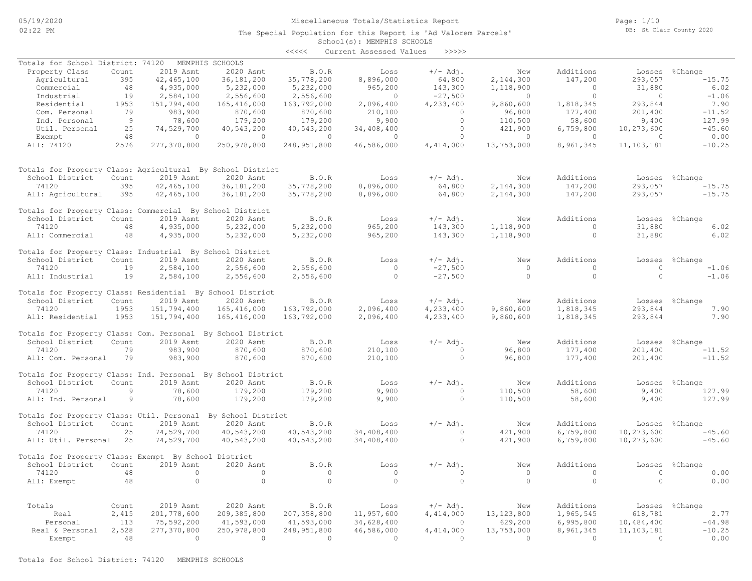Miscellaneous Totals/Statistics Report

The Special Population for this Report is 'Ad Valorem Parcels'

School(s): MEMPHIS SCHOOLS

<<<<< Current Assessed Values >>>>>

Totals for School District: 74120 MEMPHIS SCHOOLS

| Property Class | Count | 2019 Asmt | 2020 Asmt | B.O.R | Loss | +/- Adj. | New | Additions | Losses | %Change |
|---|---|---|---|---|---|---|---|---|---|---|
| Agricultural | 395 | 42,465,100 | 36,181,200 | 35,778,200 | 8,896,000 | 64,800 | 2,144,300 | 147,200 | 293,057 | -15.75 |
| Commercial | 48 | 4,935,000 | 5,232,000 | 5,232,000 | 965,200 | 143,300 | 1,118,900 | 0 | 31,880 | 6.02 |
| Industrial | 19 | 2,584,100 | 2,556,600 | 2,556,600 | 0 | -27,500 | 0 | 0 | 0 | -1.06 |
| Residential | 1953 | 151,794,400 | 165,416,000 | 163,792,000 | 2,096,400 | 4,233,400 | 9,860,600 | 1,818,345 | 293,844 | 7.90 |
| Com. Personal | 79 | 983,900 | 870,600 | 870,600 | 210,100 | 0 | 96,800 | 177,400 | 201,400 | -11.52 |
| Ind. Personal | 9 | 78,600 | 179,200 | 179,200 | 9,900 | 0 | 110,500 | 58,600 | 9,400 | 127.99 |
| Util. Personal | 25 | 74,529,700 | 40,543,200 | 40,543,200 | 34,408,400 | 0 | 421,900 | 6,759,800 | 10,273,600 | -45.60 |
| Exempt | 48 | 0 | 0 | 0 | 0 | 0 | 0 | 0 | 0 | 0.00 |
| All: 74120 | 2576 | 277,370,800 | 250,978,800 | 248,951,800 | 46,586,000 | 4,414,000 | 13,753,000 | 8,961,345 | 11,103,181 | -10.25 |

Totals for Property Class: Agricultural By School District

| School District | Count | 2019 Asmt | 2020 Asmt | B.O.R | Loss | +/- Adj. | New | Additions | Losses | %Change |
|---|---|---|---|---|---|---|---|---|---|---|
| 74120 | 395 | 42,465,100 | 36,181,200 | 35,778,200 | 8,896,000 | 64,800 | 2,144,300 | 147,200 | 293,057 | -15.75 |
| All: Agricultural | 395 | 42,465,100 | 36,181,200 | 35,778,200 | 8,896,000 | 64,800 | 2,144,300 | 147,200 | 293,057 | -15.75 |

Totals for Property Class: Commercial By School District

| School District | Count | 2019 Asmt | 2020 Asmt | B.O.R | Loss | +/- Adj. | New | Additions | Losses | %Change |
|---|---|---|---|---|---|---|---|---|---|---|
| 74120 | 48 | 4,935,000 | 5,232,000 | 5,232,000 | 965,200 | 143,300 | 1,118,900 | 0 | 31,880 | 6.02 |
| All: Commercial | 48 | 4,935,000 | 5,232,000 | 5,232,000 | 965,200 | 143,300 | 1,118,900 | 0 | 31,880 | 6.02 |

Totals for Property Class: Industrial By School District

| School District | Count | 2019 Asmt | 2020 Asmt | B.O.R | Loss | +/- Adj. | New | Additions | Losses | %Change |
|---|---|---|---|---|---|---|---|---|---|---|
| 74120 | 19 | 2,584,100 | 2,556,600 | 2,556,600 | 0 | -27,500 | 0 | 0 | 0 | -1.06 |
| All: Industrial | 19 | 2,584,100 | 2,556,600 | 2,556,600 | 0 | -27,500 | 0 | 0 | 0 | -1.06 |

Totals for Property Class: Residential By School District

| School District | Count | 2019 Asmt | 2020 Asmt | B.O.R | Loss | +/- Adj. | New | Additions | Losses | %Change |
|---|---|---|---|---|---|---|---|---|---|---|
| 74120 | 1953 | 151,794,400 | 165,416,000 | 163,792,000 | 2,096,400 | 4,233,400 | 9,860,600 | 1,818,345 | 293,844 | 7.90 |
| All: Residential | 1953 | 151,794,400 | 165,416,000 | 163,792,000 | 2,096,400 | 4,233,400 | 9,860,600 | 1,818,345 | 293,844 | 7.90 |

Totals for Property Class: Com. Personal By School District

| School District | Count | 2019 Asmt | 2020 Asmt | B.O.R | Loss | +/- Adj. | New | Additions | Losses | %Change |
|---|---|---|---|---|---|---|---|---|---|---|
| 74120 | 79 | 983,900 | 870,600 | 870,600 | 210,100 | 0 | 96,800 | 177,400 | 201,400 | -11.52 |
| All: Com. Personal | 79 | 983,900 | 870,600 | 870,600 | 210,100 | 0 | 96,800 | 177,400 | 201,400 | -11.52 |

Totals for Property Class: Ind. Personal By School District

| School District | Count | 2019 Asmt | 2020 Asmt | B.O.R | Loss | +/- Adj. | New | Additions | Losses | %Change |
|---|---|---|---|---|---|---|---|---|---|---|
| 74120 | 9 | 78,600 | 179,200 | 179,200 | 9,900 | 0 | 110,500 | 58,600 | 9,400 | 127.99 |
| All: Ind. Personal | 9 | 78,600 | 179,200 | 179,200 | 9,900 | 0 | 110,500 | 58,600 | 9,400 | 127.99 |

Totals for Property Class: Util. Personal By School District

| School District | Count | 2019 Asmt | 2020 Asmt | B.O.R | Loss | +/- Adj. | New | Additions | Losses | %Change |
|---|---|---|---|---|---|---|---|---|---|---|
| 74120 | 25 | 74,529,700 | 40,543,200 | 40,543,200 | 34,408,400 | 0 | 421,900 | 6,759,800 | 10,273,600 | -45.60 |
| All: Util. Personal | 25 | 74,529,700 | 40,543,200 | 40,543,200 | 34,408,400 | 0 | 421,900 | 6,759,800 | 10,273,600 | -45.60 |

Totals for Property Class: Exempt By School District

| School District | Count | 2019 Asmt | 2020 Asmt | B.O.R | Loss | +/- Adj. | New | Additions | Losses | %Change |
|---|---|---|---|---|---|---|---|---|---|---|
| 74120 | 48 | 0 | 0 | 0 | 0 | 0 | 0 | 0 | 0 | 0.00 |
| All: Exempt | 48 | 0 | 0 | 0 | 0 | 0 | 0 | 0 | 0 | 0.00 |

| Totals | Count | 2019 Asmt | 2020 Asmt | B.O.R | Loss | +/- Adj. | New | Additions | Losses | %Change |
|---|---|---|---|---|---|---|---|---|---|---|
| Real | 2,415 | 201,778,600 | 209,385,800 | 207,358,800 | 11,957,600 | 4,414,000 | 13,123,800 | 1,965,545 | 618,781 | 2.77 |
| Personal | 113 | 75,592,200 | 41,593,000 | 41,593,000 | 34,628,400 | 0 | 629,200 | 6,995,800 | 10,484,400 | -44.98 |
| Real & Personal | 2,528 | 277,370,800 | 250,978,800 | 248,951,800 | 46,586,000 | 4,414,000 | 13,753,000 | 8,961,345 | 11,103,181 | -10.25 |
| Exempt | 48 | 0 | 0 | 0 | 0 | 0 | 0 | 0 | 0 | 0.00 |

Totals for School District: 74120 MEMPHIS SCHOOLS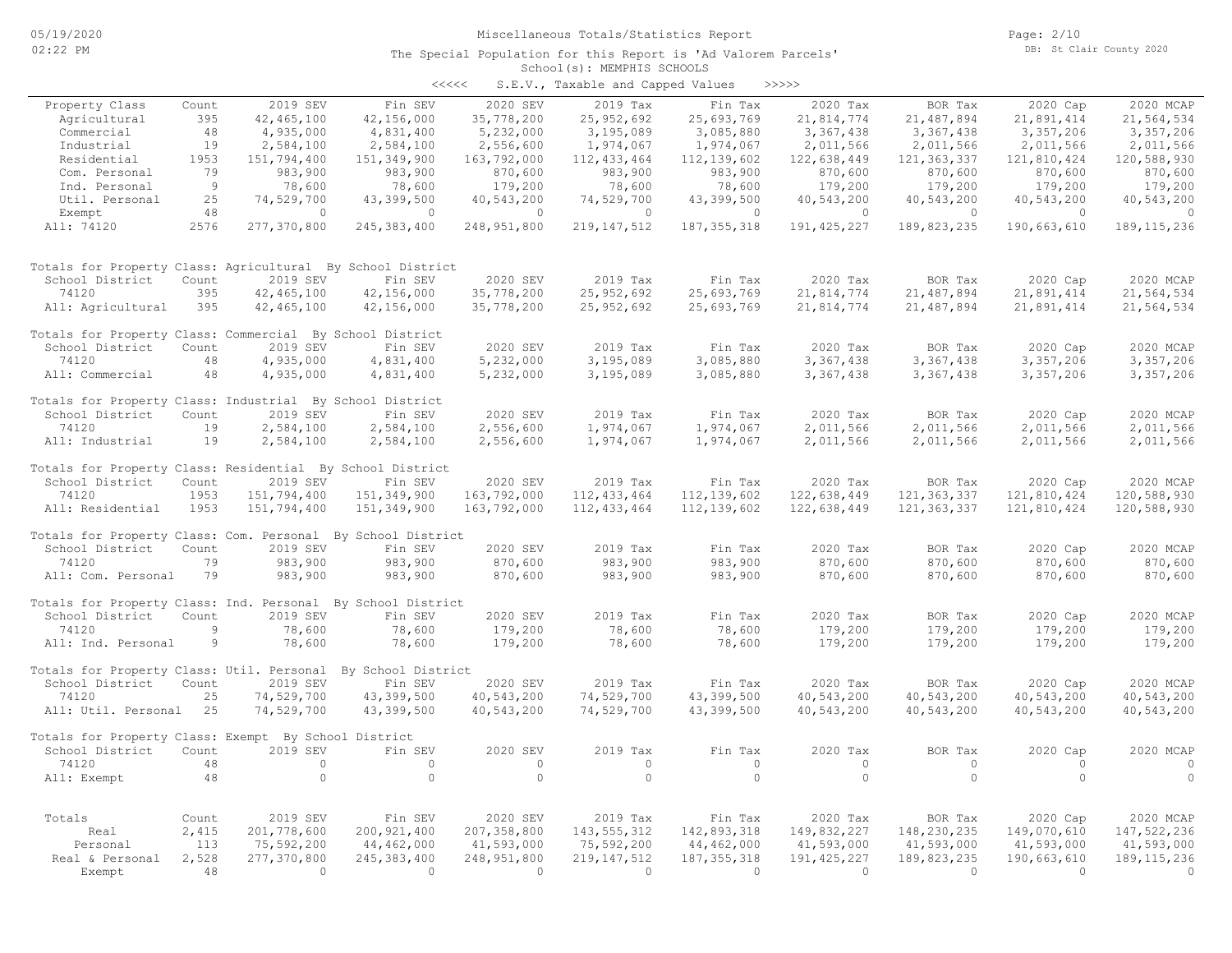Miscellaneous Totals/Statistics Report

The Special Population for this Report is 'Ad Valorem Parcels'

School(s): MEMPHIS SCHOOLS

<<<<< S.E.V., Taxable and Capped Values >>>>>

| Property Class | Count | 2019 SEV | Fin SEV | 2020 SEV | 2019 Tax | Fin Tax | 2020 Tax | BOR Tax | 2020 Cap | 2020 MCAP |
|---|---|---|---|---|---|---|---|---|---|---|
| Agricultural | 395 | 42,465,100 | 42,156,000 | 35,778,200 | 25,952,692 | 25,693,769 | 21,814,774 | 21,487,894 | 21,891,414 | 21,564,534 |
| Commercial | 48 | 4,935,000 | 4,831,400 | 5,232,000 | 3,195,089 | 3,085,880 | 3,367,438 | 3,367,438 | 3,357,206 | 3,357,206 |
| Industrial | 19 | 2,584,100 | 2,584,100 | 2,556,600 | 1,974,067 | 1,974,067 | 2,011,566 | 2,011,566 | 2,011,566 | 2,011,566 |
| Residential | 1953 | 151,794,400 | 151,349,900 | 163,792,000 | 112,433,464 | 112,139,602 | 122,638,449 | 121,363,337 | 121,810,424 | 120,588,930 |
| Com. Personal | 79 | 983,900 | 983,900 | 870,600 | 983,900 | 983,900 | 870,600 | 870,600 | 870,600 | 870,600 |
| Ind. Personal | 9 | 78,600 | 78,600 | 179,200 | 78,600 | 78,600 | 179,200 | 179,200 | 179,200 | 179,200 |
| Util. Personal | 25 | 74,529,700 | 43,399,500 | 40,543,200 | 74,529,700 | 43,399,500 | 40,543,200 | 40,543,200 | 40,543,200 | 40,543,200 |
| Exempt | 48 | 0 | 0 | 0 | 0 | 0 | 0 | 0 | 0 | 0 |
| All: 74120 | 2576 | 277,370,800 | 245,383,400 | 248,951,800 | 219,147,512 | 187,355,318 | 191,425,227 | 189,823,235 | 190,663,610 | 189,115,236 |

Totals for Property Class: Agricultural By School District

| School District | Count | 2019 SEV | Fin SEV | 2020 SEV | 2019 Tax | Fin Tax | 2020 Tax | BOR Tax | 2020 Cap | 2020 MCAP |
|---|---|---|---|---|---|---|---|---|---|---|
| 74120 | 395 | 42,465,100 | 42,156,000 | 35,778,200 | 25,952,692 | 25,693,769 | 21,814,774 | 21,487,894 | 21,891,414 | 21,564,534 |
| All: Agricultural | 395 | 42,465,100 | 42,156,000 | 35,778,200 | 25,952,692 | 25,693,769 | 21,814,774 | 21,487,894 | 21,891,414 | 21,564,534 |

Totals for Property Class: Commercial By School District

| School District | Count | 2019 SEV | Fin SEV | 2020 SEV | 2019 Tax | Fin Tax | 2020 Tax | BOR Tax | 2020 Cap | 2020 MCAP |
|---|---|---|---|---|---|---|---|---|---|---|
| 74120 | 48 | 4,935,000 | 4,831,400 | 5,232,000 | 3,195,089 | 3,085,880 | 3,367,438 | 3,367,438 | 3,357,206 | 3,357,206 |
| All: Commercial | 48 | 4,935,000 | 4,831,400 | 5,232,000 | 3,195,089 | 3,085,880 | 3,367,438 | 3,367,438 | 3,357,206 | 3,357,206 |

Totals for Property Class: Industrial By School District

| School District | Count | 2019 SEV | Fin SEV | 2020 SEV | 2019 Tax | Fin Tax | 2020 Tax | BOR Tax | 2020 Cap | 2020 MCAP |
|---|---|---|---|---|---|---|---|---|---|---|
| 74120 | 19 | 2,584,100 | 2,584,100 | 2,556,600 | 1,974,067 | 1,974,067 | 2,011,566 | 2,011,566 | 2,011,566 | 2,011,566 |
| All: Industrial | 19 | 2,584,100 | 2,584,100 | 2,556,600 | 1,974,067 | 1,974,067 | 2,011,566 | 2,011,566 | 2,011,566 | 2,011,566 |

Totals for Property Class: Residential By School District

| School District | Count | 2019 SEV | Fin SEV | 2020 SEV | 2019 Tax | Fin Tax | 2020 Tax | BOR Tax | 2020 Cap | 2020 MCAP |
|---|---|---|---|---|---|---|---|---|---|---|
| 74120 | 1953 | 151,794,400 | 151,349,900 | 163,792,000 | 112,433,464 | 112,139,602 | 122,638,449 | 121,363,337 | 121,810,424 | 120,588,930 |
| All: Residential | 1953 | 151,794,400 | 151,349,900 | 163,792,000 | 112,433,464 | 112,139,602 | 122,638,449 | 121,363,337 | 121,810,424 | 120,588,930 |

Totals for Property Class: Com. Personal By School District

| School District | Count | 2019 SEV | Fin SEV | 2020 SEV | 2019 Tax | Fin Tax | 2020 Tax | BOR Tax | 2020 Cap | 2020 MCAP |
|---|---|---|---|---|---|---|---|---|---|---|
| 74120 | 79 | 983,900 | 983,900 | 870,600 | 983,900 | 983,900 | 870,600 | 870,600 | 870,600 | 870,600 |
| All: Com. Personal | 79 | 983,900 | 983,900 | 870,600 | 983,900 | 983,900 | 870,600 | 870,600 | 870,600 | 870,600 |

Totals for Property Class: Ind. Personal By School District

| School District | Count | 2019 SEV | Fin SEV | 2020 SEV | 2019 Tax | Fin Tax | 2020 Tax | BOR Tax | 2020 Cap | 2020 MCAP |
|---|---|---|---|---|---|---|---|---|---|---|
| 74120 | 9 | 78,600 | 78,600 | 179,200 | 78,600 | 78,600 | 179,200 | 179,200 | 179,200 | 179,200 |
| All: Ind. Personal | 9 | 78,600 | 78,600 | 179,200 | 78,600 | 78,600 | 179,200 | 179,200 | 179,200 | 179,200 |

Totals for Property Class: Util. Personal By School District

| School District | Count | 2019 SEV | Fin SEV | 2020 SEV | 2019 Tax | Fin Tax | 2020 Tax | BOR Tax | 2020 Cap | 2020 MCAP |
|---|---|---|---|---|---|---|---|---|---|---|
| 74120 | 25 | 74,529,700 | 43,399,500 | 40,543,200 | 74,529,700 | 43,399,500 | 40,543,200 | 40,543,200 | 40,543,200 | 40,543,200 |
| All: Util. Personal | 25 | 74,529,700 | 43,399,500 | 40,543,200 | 74,529,700 | 43,399,500 | 40,543,200 | 40,543,200 | 40,543,200 | 40,543,200 |

Totals for Property Class: Exempt By School District

| School District | Count | 2019 SEV | Fin SEV | 2020 SEV | 2019 Tax | Fin Tax | 2020 Tax | BOR Tax | 2020 Cap | 2020 MCAP |
|---|---|---|---|---|---|---|---|---|---|---|
| 74120 | 48 | 0 | 0 | 0 | 0 | 0 | 0 | 0 | 0 | 0 |
| All: Exempt | 48 | 0 | 0 | 0 | 0 | 0 | 0 | 0 | 0 | 0 |

| Totals | Count | 2019 SEV | Fin SEV | 2020 SEV | 2019 Tax | Fin Tax | 2020 Tax | BOR Tax | 2020 Cap | 2020 MCAP |
|---|---|---|---|---|---|---|---|---|---|---|
| Real | 2,415 | 201,778,600 | 200,921,400 | 207,358,800 | 143,555,312 | 142,893,318 | 149,832,227 | 148,230,235 | 149,070,610 | 147,522,236 |
| Personal | 113 | 75,592,200 | 44,462,000 | 41,593,000 | 75,592,200 | 44,462,000 | 41,593,000 | 41,593,000 | 41,593,000 | 41,593,000 |
| Real & Personal | 2,528 | 277,370,800 | 245,383,400 | 248,951,800 | 219,147,512 | 187,355,318 | 191,425,227 | 189,823,235 | 190,663,610 | 189,115,236 |
| Exempt | 48 | 0 | 0 | 0 | 0 | 0 | 0 | 0 | 0 | 0 |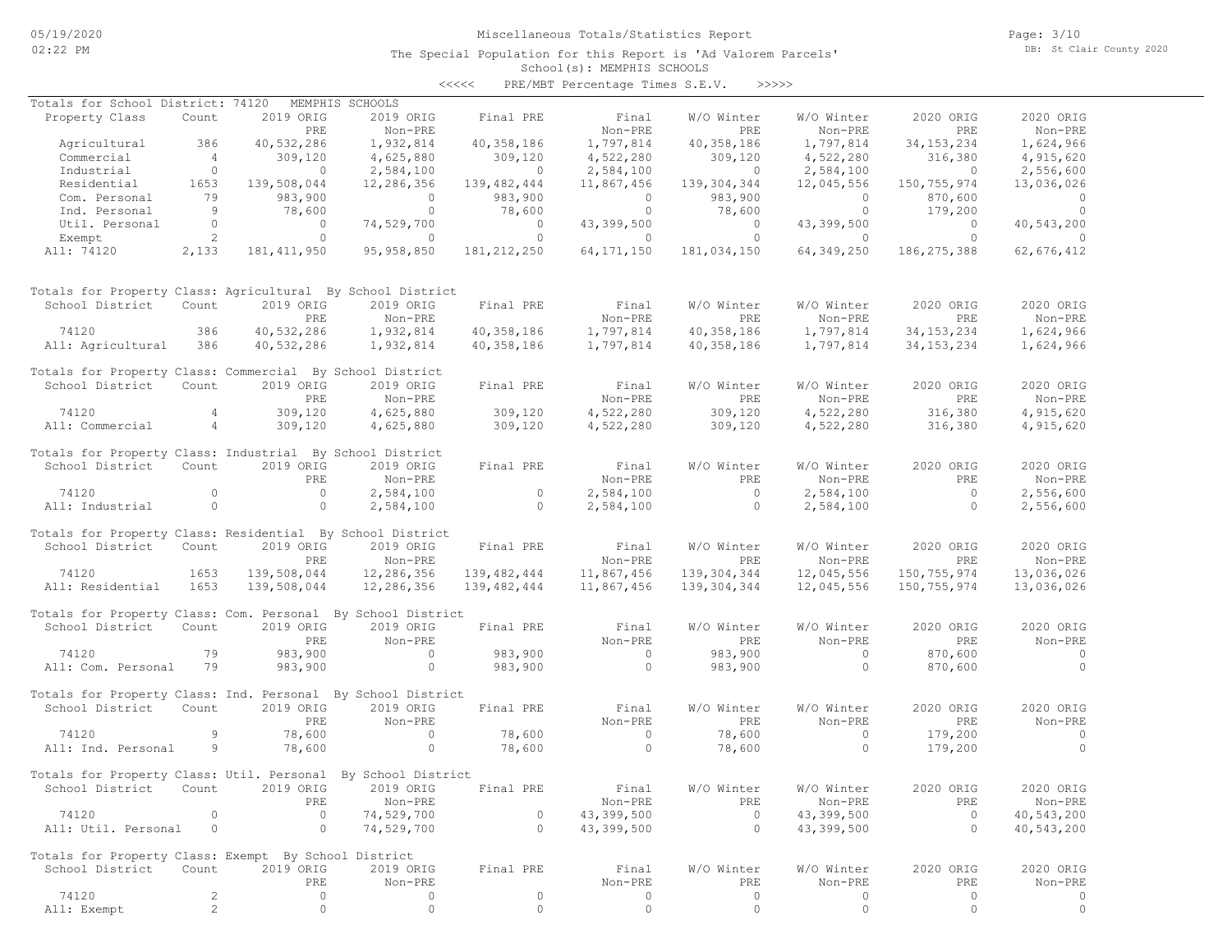# Miscellaneous Totals/Statistics Report

The Special Population for this Report is 'Ad Valorem Parcels'

School(s): MEMPHIS SCHOOLS

<<<<< PRE/MBT Percentage Times S.E.V. >>>>>

## Totals for School District: 74120 MEMPHIS SCHOOLS

| Property Class | Count | 2019 ORIG PRE | 2019 ORIG Non-PRE | Final PRE | Final Non-PRE | W/O Winter PRE | W/O Winter Non-PRE | 2020 ORIG PRE | 2020 ORIG Non-PRE |
|---|---|---|---|---|---|---|---|---|---|
| Agricultural | 386 | 40,532,286 | 1,932,814 | 40,358,186 | 1,797,814 | 40,358,186 | 1,797,814 | 34,153,234 | 1,624,966 |
| Commercial | 4 | 309,120 | 4,625,880 | 309,120 | 4,522,280 | 309,120 | 4,522,280 | 316,380 | 4,915,620 |
| Industrial | 0 | 0 | 2,584,100 | 0 | 2,584,100 | 0 | 2,584,100 | 0 | 2,556,600 |
| Residential | 1653 | 139,508,044 | 12,286,356 | 139,482,444 | 11,867,456 | 139,304,344 | 12,045,556 | 150,755,974 | 13,036,026 |
| Com. Personal | 79 | 983,900 | 0 | 983,900 | 0 | 983,900 | 0 | 870,600 | 0 |
| Ind. Personal | 9 | 78,600 | 0 | 78,600 | 0 | 78,600 | 0 | 179,200 | 0 |
| Util. Personal | 0 | 0 | 74,529,700 | 0 | 43,399,500 | 0 | 43,399,500 | 0 | 40,543,200 |
| Exempt | 2 | 0 | 0 | 0 | 0 | 0 | 0 | 0 | 0 |
| All: 74120 | 2,133 | 181,411,950 | 95,958,850 | 181,212,250 | 64,171,150 | 181,034,150 | 64,349,250 | 186,275,388 | 62,676,412 |

## Totals for Property Class: Agricultural By School District

| School District | Count | 2019 ORIG PRE | 2019 ORIG Non-PRE | Final PRE | Final Non-PRE | W/O Winter PRE | W/O Winter Non-PRE | 2020 ORIG PRE | 2020 ORIG Non-PRE |
|---|---|---|---|---|---|---|---|---|---|
| 74120 | 386 | 40,532,286 | 1,932,814 | 40,358,186 | 1,797,814 | 40,358,186 | 1,797,814 | 34,153,234 | 1,624,966 |
| All: Agricultural | 386 | 40,532,286 | 1,932,814 | 40,358,186 | 1,797,814 | 40,358,186 | 1,797,814 | 34,153,234 | 1,624,966 |

## Totals for Property Class: Commercial By School District

| School District | Count | 2019 ORIG PRE | 2019 ORIG Non-PRE | Final PRE | Final Non-PRE | W/O Winter PRE | W/O Winter Non-PRE | 2020 ORIG PRE | 2020 ORIG Non-PRE |
|---|---|---|---|---|---|---|---|---|---|
| 74120 | 4 | 309,120 | 4,625,880 | 309,120 | 4,522,280 | 309,120 | 4,522,280 | 316,380 | 4,915,620 |
| All: Commercial | 4 | 309,120 | 4,625,880 | 309,120 | 4,522,280 | 309,120 | 4,522,280 | 316,380 | 4,915,620 |

## Totals for Property Class: Industrial By School District

| School District | Count | 2019 ORIG PRE | 2019 ORIG Non-PRE | Final PRE | Final Non-PRE | W/O Winter PRE | W/O Winter Non-PRE | 2020 ORIG PRE | 2020 ORIG Non-PRE |
|---|---|---|---|---|---|---|---|---|---|
| 74120 | 0 | 0 | 2,584,100 | 0 | 2,584,100 | 0 | 2,584,100 | 0 | 2,556,600 |
| All: Industrial | 0 | 0 | 2,584,100 | 0 | 2,584,100 | 0 | 2,584,100 | 0 | 2,556,600 |

## Totals for Property Class: Residential By School District

| School District | Count | 2019 ORIG PRE | 2019 ORIG Non-PRE | Final PRE | Final Non-PRE | W/O Winter PRE | W/O Winter Non-PRE | 2020 ORIG PRE | 2020 ORIG Non-PRE |
|---|---|---|---|---|---|---|---|---|---|
| 74120 | 1653 | 139,508,044 | 12,286,356 | 139,482,444 | 11,867,456 | 139,304,344 | 12,045,556 | 150,755,974 | 13,036,026 |
| All: Residential | 1653 | 139,508,044 | 12,286,356 | 139,482,444 | 11,867,456 | 139,304,344 | 12,045,556 | 150,755,974 | 13,036,026 |

## Totals for Property Class: Com. Personal By School District

| School District | Count | 2019 ORIG PRE | 2019 ORIG Non-PRE | Final PRE | Final Non-PRE | W/O Winter PRE | W/O Winter Non-PRE | 2020 ORIG PRE | 2020 ORIG Non-PRE |
|---|---|---|---|---|---|---|---|---|---|
| 74120 | 79 | 983,900 | 0 | 983,900 | 0 | 983,900 | 0 | 870,600 | 0 |
| All: Com. Personal | 79 | 983,900 | 0 | 983,900 | 0 | 983,900 | 0 | 870,600 | 0 |

## Totals for Property Class: Ind. Personal By School District

| School District | Count | 2019 ORIG PRE | 2019 ORIG Non-PRE | Final PRE | Final Non-PRE | W/O Winter PRE | W/O Winter Non-PRE | 2020 ORIG PRE | 2020 ORIG Non-PRE |
|---|---|---|---|---|---|---|---|---|---|
| 74120 | 9 | 78,600 | 0 | 78,600 | 0 | 78,600 | 0 | 179,200 | 0 |
| All: Ind. Personal | 9 | 78,600 | 0 | 78,600 | 0 | 78,600 | 0 | 179,200 | 0 |

## Totals for Property Class: Util. Personal By School District

| School District | Count | 2019 ORIG PRE | 2019 ORIG Non-PRE | Final PRE | Final Non-PRE | W/O Winter PRE | W/O Winter Non-PRE | 2020 ORIG PRE | 2020 ORIG Non-PRE |
|---|---|---|---|---|---|---|---|---|---|
| 74120 | 0 | 0 | 74,529,700 | 0 | 43,399,500 | 0 | 43,399,500 | 0 | 40,543,200 |
| All: Util. Personal | 0 | 0 | 74,529,700 | 0 | 43,399,500 | 0 | 43,399,500 | 0 | 40,543,200 |

## Totals for Property Class: Exempt By School District

| School District | Count | 2019 ORIG PRE | 2019 ORIG Non-PRE | Final PRE | Final Non-PRE | W/O Winter PRE | W/O Winter Non-PRE | 2020 ORIG PRE | 2020 ORIG Non-PRE |
|---|---|---|---|---|---|---|---|---|---|
| 74120 | 2 | 0 | 0 | 0 | 0 | 0 | 0 | 0 | 0 |
| All: Exempt | 2 | 0 | 0 | 0 | 0 | 0 | 0 | 0 | 0 |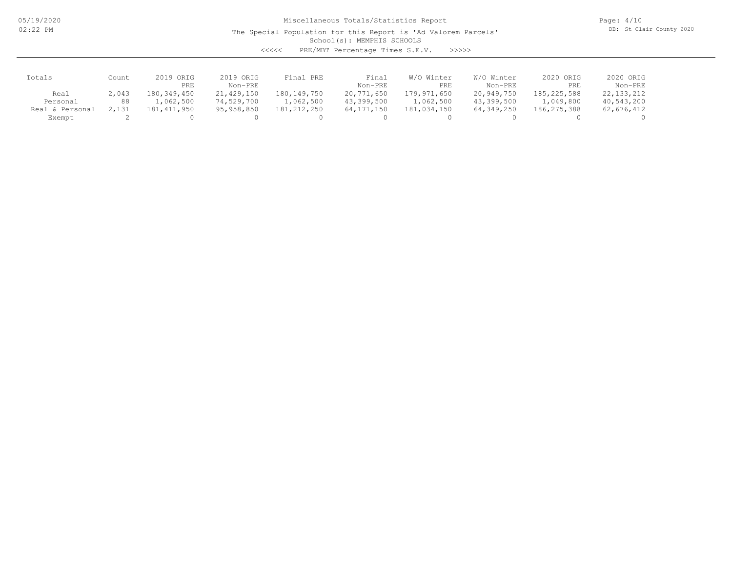Miscellaneous Totals/Statistics Report

The Special Population for this Report is 'Ad Valorem Parcels'

School(s): MEMPHIS SCHOOLS

<<<<< PRE/MBT Percentage Times S.E.V. >>>>>

| Totals | Count | 2019 ORIG PRE | 2019 ORIG Non-PRE | Final PRE | Final Non-PRE | W/O Winter PRE | W/O Winter Non-PRE | 2020 ORIG PRE | 2020 ORIG Non-PRE |
|---|---|---|---|---|---|---|---|---|---|
| Real | 2,043 | 180,349,450 | 21,429,150 | 180,149,750 | 20,771,650 | 179,971,650 | 20,949,750 | 185,225,588 | 22,133,212 |
| Personal | 88 | 1,062,500 | 74,529,700 | 1,062,500 | 43,399,500 | 1,062,500 | 43,399,500 | 1,049,800 | 40,543,200 |
| Real & Personal | 2,131 | 181,411,950 | 95,958,850 | 181,212,250 | 64,171,150 | 181,034,150 | 64,349,250 | 186,275,388 | 62,676,412 |
| Exempt | 2 | 0 | 0 | 0 | 0 | 0 | 0 | 0 | 0 |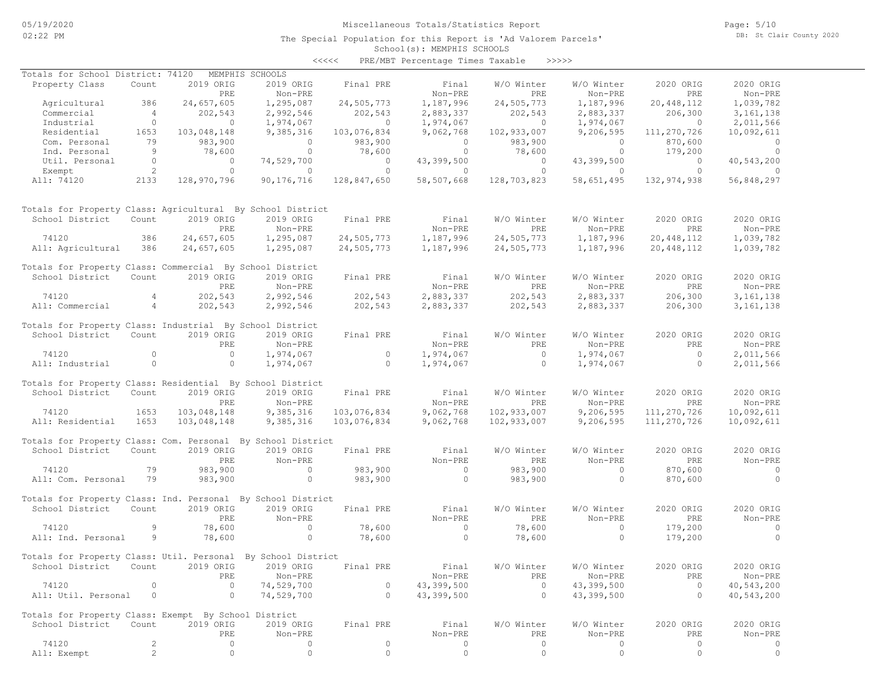# Miscellaneous Totals/Statistics Report

The Special Population for this Report is 'Ad Valorem Parcels'

School(s): MEMPHIS SCHOOLS

<<<<< PRE/MBT Percentage Times Taxable >>>>>

Totals for School District: 74120 MEMPHIS SCHOOLS

| Property Class | Count | 2019 ORIG PRE | 2019 ORIG Non-PRE | Final PRE | Final Non-PRE | W/O Winter PRE | W/O Winter Non-PRE | 2020 ORIG PRE | 2020 ORIG Non-PRE |
|---|---|---|---|---|---|---|---|---|---|
| Agricultural | 386 | 24,657,605 | 1,295,087 | 24,505,773 | 1,187,996 | 24,505,773 | 1,187,996 | 20,448,112 | 1,039,782 |
| Commercial | 4 | 202,543 | 2,992,546 | 202,543 | 2,883,337 | 202,543 | 2,883,337 | 206,300 | 3,161,138 |
| Industrial | 0 | 0 | 1,974,067 | 0 | 1,974,067 | 0 | 1,974,067 | 0 | 2,011,566 |
| Residential | 1653 | 103,048,148 | 9,385,316 | 103,076,834 | 9,062,768 | 102,933,007 | 9,206,595 | 111,270,726 | 10,092,611 |
| Com. Personal | 79 | 983,900 | 0 | 983,900 | 0 | 983,900 | 0 | 870,600 | 0 |
| Ind. Personal | 9 | 78,600 | 0 | 78,600 | 0 | 78,600 | 0 | 179,200 | 0 |
| Util. Personal | 0 | 0 | 74,529,700 | 0 | 43,399,500 | 0 | 43,399,500 | 0 | 40,543,200 |
| Exempt | 2 | 0 | 0 | 0 | 0 | 0 | 0 | 0 | 0 |
| All: 74120 | 2133 | 128,970,796 | 90,176,716 | 128,847,650 | 58,507,668 | 128,703,823 | 58,651,495 | 132,974,938 | 56,848,297 |

Totals for Property Class: Agricultural By School District

| School District | Count | 2019 ORIG PRE | 2019 ORIG Non-PRE | Final PRE | Final Non-PRE | W/O Winter PRE | W/O Winter Non-PRE | 2020 ORIG PRE | 2020 ORIG Non-PRE |
|---|---|---|---|---|---|---|---|---|---|
| 74120 | 386 | 24,657,605 | 1,295,087 | 24,505,773 | 1,187,996 | 24,505,773 | 1,187,996 | 20,448,112 | 1,039,782 |
| All: Agricultural | 386 | 24,657,605 | 1,295,087 | 24,505,773 | 1,187,996 | 24,505,773 | 1,187,996 | 20,448,112 | 1,039,782 |

Totals for Property Class: Commercial By School District

| School District | Count | 2019 ORIG PRE | 2019 ORIG Non-PRE | Final PRE | Final Non-PRE | W/O Winter PRE | W/O Winter Non-PRE | 2020 ORIG PRE | 2020 ORIG Non-PRE |
|---|---|---|---|---|---|---|---|---|---|
| 74120 | 4 | 202,543 | 2,992,546 | 202,543 | 2,883,337 | 202,543 | 2,883,337 | 206,300 | 3,161,138 |
| All: Commercial | 4 | 202,543 | 2,992,546 | 202,543 | 2,883,337 | 202,543 | 2,883,337 | 206,300 | 3,161,138 |

Totals for Property Class: Industrial By School District

| School District | Count | 2019 ORIG PRE | 2019 ORIG Non-PRE | Final PRE | Final Non-PRE | W/O Winter PRE | W/O Winter Non-PRE | 2020 ORIG PRE | 2020 ORIG Non-PRE |
|---|---|---|---|---|---|---|---|---|---|
| 74120 | 0 | 0 | 1,974,067 | 0 | 1,974,067 | 0 | 1,974,067 | 0 | 2,011,566 |
| All: Industrial | 0 | 0 | 1,974,067 | 0 | 1,974,067 | 0 | 1,974,067 | 0 | 2,011,566 |

Totals for Property Class: Residential By School District

| School District | Count | 2019 ORIG PRE | 2019 ORIG Non-PRE | Final PRE | Final Non-PRE | W/O Winter PRE | W/O Winter Non-PRE | 2020 ORIG PRE | 2020 ORIG Non-PRE |
|---|---|---|---|---|---|---|---|---|---|
| 74120 | 1653 | 103,048,148 | 9,385,316 | 103,076,834 | 9,062,768 | 102,933,007 | 9,206,595 | 111,270,726 | 10,092,611 |
| All: Residential | 1653 | 103,048,148 | 9,385,316 | 103,076,834 | 9,062,768 | 102,933,007 | 9,206,595 | 111,270,726 | 10,092,611 |

Totals for Property Class: Com. Personal By School District

| School District | Count | 2019 ORIG PRE | 2019 ORIG Non-PRE | Final PRE | Final Non-PRE | W/O Winter PRE | W/O Winter Non-PRE | 2020 ORIG PRE | 2020 ORIG Non-PRE |
|---|---|---|---|---|---|---|---|---|---|
| 74120 | 79 | 983,900 | 0 | 983,900 | 0 | 983,900 | 0 | 870,600 | 0 |
| All: Com. Personal | 79 | 983,900 | 0 | 983,900 | 0 | 983,900 | 0 | 870,600 | 0 |

Totals for Property Class: Ind. Personal By School District

| School District | Count | 2019 ORIG PRE | 2019 ORIG Non-PRE | Final PRE | Final Non-PRE | W/O Winter PRE | W/O Winter Non-PRE | 2020 ORIG PRE | 2020 ORIG Non-PRE |
|---|---|---|---|---|---|---|---|---|---|
| 74120 | 9 | 78,600 | 0 | 78,600 | 0 | 78,600 | 0 | 179,200 | 0 |
| All: Ind. Personal | 9 | 78,600 | 0 | 78,600 | 0 | 78,600 | 0 | 179,200 | 0 |

Totals for Property Class: Util. Personal By School District

| School District | Count | 2019 ORIG PRE | 2019 ORIG Non-PRE | Final PRE | Final Non-PRE | W/O Winter PRE | W/O Winter Non-PRE | 2020 ORIG PRE | 2020 ORIG Non-PRE |
|---|---|---|---|---|---|---|---|---|---|
| 74120 | 0 | 0 | 74,529,700 | 0 | 43,399,500 | 0 | 43,399,500 | 0 | 40,543,200 |
| All: Util. Personal | 0 | 0 | 74,529,700 | 0 | 43,399,500 | 0 | 43,399,500 | 0 | 40,543,200 |

Totals for Property Class: Exempt By School District

| School District | Count | 2019 ORIG PRE | 2019 ORIG Non-PRE | Final PRE | Final Non-PRE | W/O Winter PRE | W/O Winter Non-PRE | 2020 ORIG PRE | 2020 ORIG Non-PRE |
|---|---|---|---|---|---|---|---|---|---|
| 74120 | 2 | 0 | 0 | 0 | 0 | 0 | 0 | 0 | 0 |
| All: Exempt | 2 | 0 | 0 | 0 | 0 | 0 | 0 | 0 | 0 |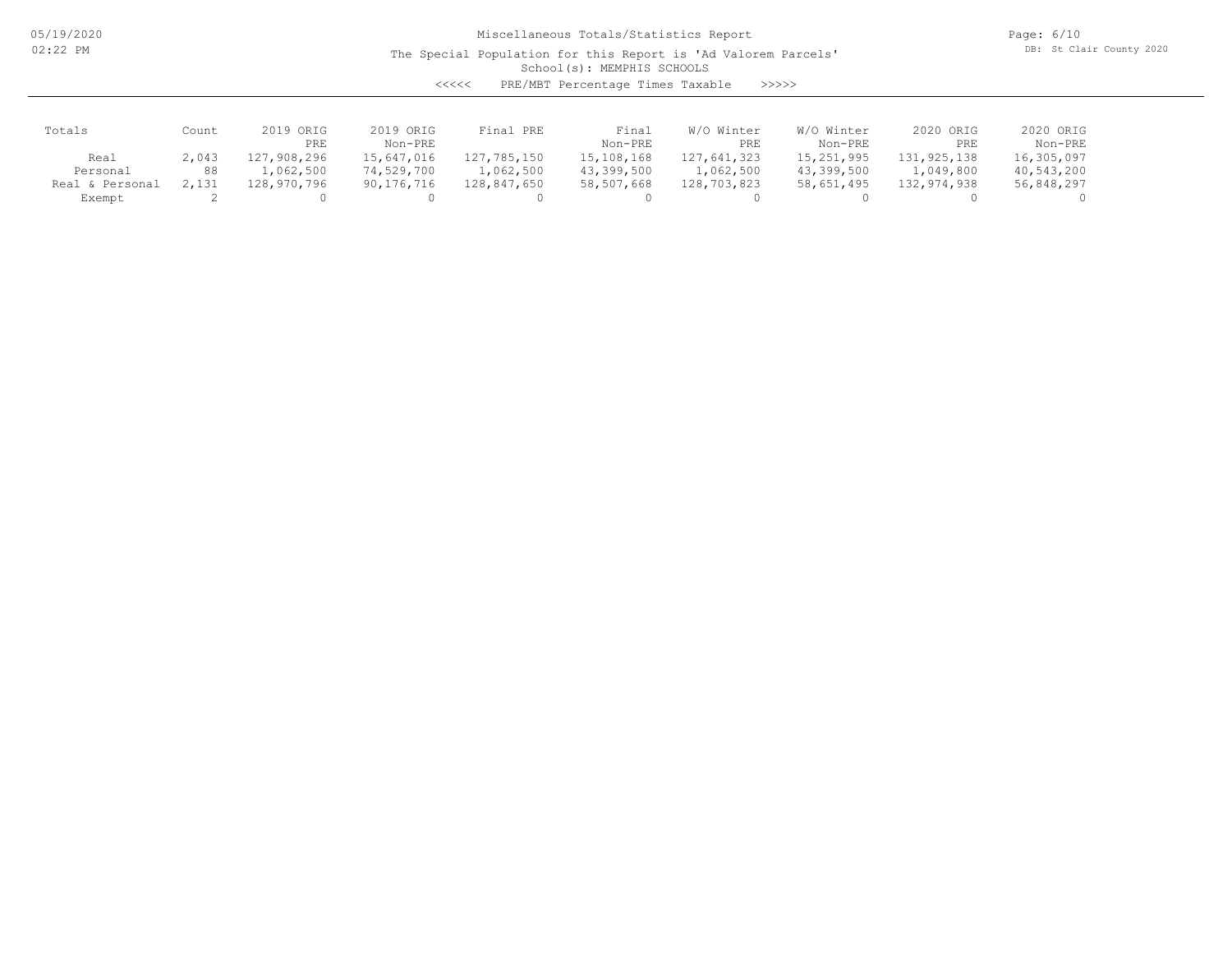Miscellaneous Totals/Statistics Report

The Special Population for this Report is 'Ad Valorem Parcels'

School(s): MEMPHIS SCHOOLS

<<<<< PRE/MBT Percentage Times Taxable >>>>>

| Totals | Count | 2019 ORIG PRE | 2019 ORIG Non-PRE | Final PRE | Final Non-PRE | W/O Winter PRE | W/O Winter Non-PRE | 2020 ORIG PRE | 2020 ORIG Non-PRE |
|---|---|---|---|---|---|---|---|---|---|
| Real | 2,043 | 127,908,296 | 15,647,016 | 127,785,150 | 15,108,168 | 127,641,323 | 15,251,995 | 131,925,138 | 16,305,097 |
| Personal | 88 | 1,062,500 | 74,529,700 | 1,062,500 | 43,399,500 | 1,062,500 | 43,399,500 | 1,049,800 | 40,543,200 |
| Real & Personal | 2,131 | 128,970,796 | 90,176,716 | 128,847,650 | 58,507,668 | 128,703,823 | 58,651,495 | 132,974,938 | 56,848,297 |
| Exempt | 2 | 0 | 0 | 0 | 0 | 0 | 0 | 0 | 0 |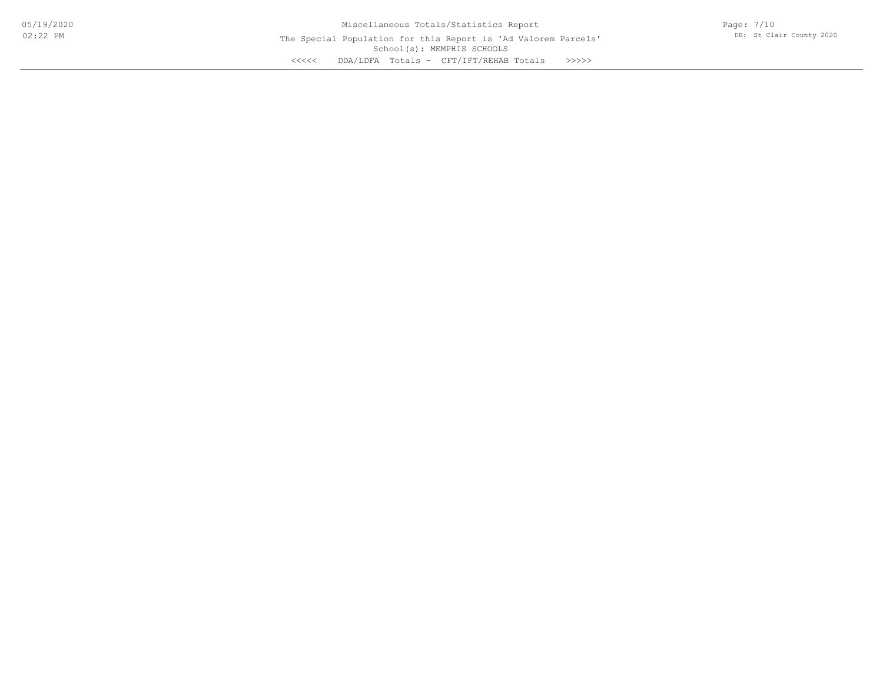## <<<<< DDA/LDFA Totals - CFT/IFT/REHAB Totals >>>>>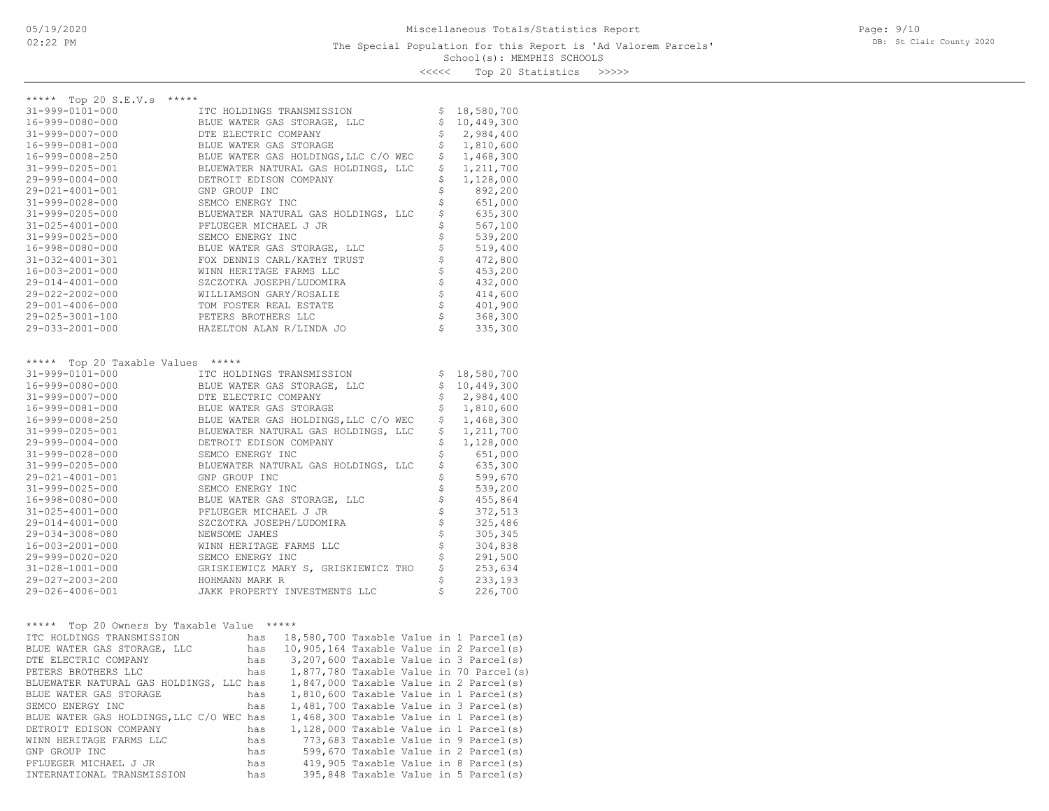Miscellaneous Totals/Statistics Report

The Special Population for this Report is 'Ad Valorem Parcels'

School(s): MEMPHIS SCHOOLS

<<<<< Top 20 Statistics >>>>>

## ***** Top 20 S.E.V.s *****

| Parcel | Owner | S.E.V. |
|---|---|---|
| 31-999-0101-000 | ITC HOLDINGS TRANSMISSION | $ 18,580,700 |
| 16-999-0080-000 | BLUE WATER GAS STORAGE, LLC | $ 10,449,300 |
| 31-999-0007-000 | DTE ELECTRIC COMPANY | $ 2,984,400 |
| 16-999-0081-000 | BLUE WATER GAS STORAGE | $ 1,810,600 |
| 16-999-0008-250 | BLUE WATER GAS HOLDINGS,LLC C/O WEC | $ 1,468,300 |
| 31-999-0205-001 | BLUEWATER NATURAL GAS HOLDINGS, LLC | $ 1,211,700 |
| 29-999-0004-000 | DETROIT EDISON COMPANY | $ 1,128,000 |
| 29-021-4001-001 | GNP GROUP INC | $ 892,200 |
| 31-999-0028-000 | SEMCO ENERGY INC | $ 651,000 |
| 31-999-0205-000 | BLUEWATER NATURAL GAS HOLDINGS, LLC | $ 635,300 |
| 31-025-4001-000 | PFLUEGER MICHAEL J JR | $ 567,100 |
| 31-999-0025-000 | SEMCO ENERGY INC | $ 539,200 |
| 16-998-0080-000 | BLUE WATER GAS STORAGE, LLC | $ 519,400 |
| 31-032-4001-301 | FOX DENNIS CARL/KATHY TRUST | $ 472,800 |
| 16-003-2001-000 | WINN HERITAGE FARMS LLC | $ 453,200 |
| 29-014-4001-000 | SZCZOTKA JOSEPH/LUDOMIRA | $ 432,000 |
| 29-022-2002-000 | WILLIAMSON GARY/ROSALIE | $ 414,600 |
| 29-001-4006-000 | TOM FOSTER REAL ESTATE | $ 401,900 |
| 29-025-3001-100 | PETERS BROTHERS LLC | $ 368,300 |
| 29-033-2001-000 | HAZELTON ALAN R/LINDA JO | $ 335,300 |

## ***** Top 20 Taxable Values *****

| Parcel | Owner | Taxable Value |
|---|---|---|
| 31-999-0101-000 | ITC HOLDINGS TRANSMISSION | $ 18,580,700 |
| 16-999-0080-000 | BLUE WATER GAS STORAGE, LLC | $ 10,449,300 |
| 31-999-0007-000 | DTE ELECTRIC COMPANY | $ 2,984,400 |
| 16-999-0081-000 | BLUE WATER GAS STORAGE | $ 1,810,600 |
| 16-999-0008-250 | BLUE WATER GAS HOLDINGS,LLC C/O WEC | $ 1,468,300 |
| 31-999-0205-001 | BLUEWATER NATURAL GAS HOLDINGS, LLC | $ 1,211,700 |
| 29-999-0004-000 | DETROIT EDISON COMPANY | $ 1,128,000 |
| 31-999-0028-000 | SEMCO ENERGY INC | $ 651,000 |
| 31-999-0205-000 | BLUEWATER NATURAL GAS HOLDINGS, LLC | $ 635,300 |
| 29-021-4001-001 | GNP GROUP INC | $ 599,670 |
| 31-999-0025-000 | SEMCO ENERGY INC | $ 539,200 |
| 16-998-0080-000 | BLUE WATER GAS STORAGE, LLC | $ 455,864 |
| 31-025-4001-000 | PFLUEGER MICHAEL J JR | $ 372,513 |
| 29-014-4001-000 | SZCZOTKA JOSEPH/LUDOMIRA | $ 325,486 |
| 29-034-3008-080 | NEWSOME JAMES | $ 305,345 |
| 16-003-2001-000 | WINN HERITAGE FARMS LLC | $ 304,838 |
| 29-999-0020-020 | SEMCO ENERGY INC | $ 291,500 |
| 31-028-1001-000 | GRISKIEWICZ MARY S, GRISKIEWICZ THO | $ 253,634 |
| 29-027-2003-200 | HOHMANN MARK R | $ 233,193 |
| 29-026-4006-001 | JAKK PROPERTY INVESTMENTS LLC | $ 226,700 |

## ***** Top 20 Owners by Taxable Value *****

| Owner | | Taxable Value | Parcel(s) |
|---|---|---|---|
| ITC HOLDINGS TRANSMISSION | has | 18,580,700 Taxable Value | in 1 Parcel(s) |
| BLUE WATER GAS STORAGE, LLC | has | 10,905,164 Taxable Value | in 2 Parcel(s) |
| DTE ELECTRIC COMPANY | has | 3,207,600 Taxable Value | in 3 Parcel(s) |
| PETERS BROTHERS LLC | has | 1,877,780 Taxable Value | in 70 Parcel(s) |
| BLUEWATER NATURAL GAS HOLDINGS, LLC | has | 1,847,000 Taxable Value | in 2 Parcel(s) |
| BLUE WATER GAS STORAGE | has | 1,810,600 Taxable Value | in 1 Parcel(s) |
| SEMCO ENERGY INC | has | 1,481,700 Taxable Value | in 3 Parcel(s) |
| BLUE WATER GAS HOLDINGS,LLC C/O WEC | has | 1,468,300 Taxable Value | in 1 Parcel(s) |
| DETROIT EDISON COMPANY | has | 1,128,000 Taxable Value | in 1 Parcel(s) |
| WINN HERITAGE FARMS LLC | has | 773,683 Taxable Value | in 9 Parcel(s) |
| GNP GROUP INC | has | 599,670 Taxable Value | in 2 Parcel(s) |
| PFLUEGER MICHAEL J JR | has | 419,905 Taxable Value | in 8 Parcel(s) |
| INTERNATIONAL TRANSMISSION | has | 395,848 Taxable Value | in 5 Parcel(s) |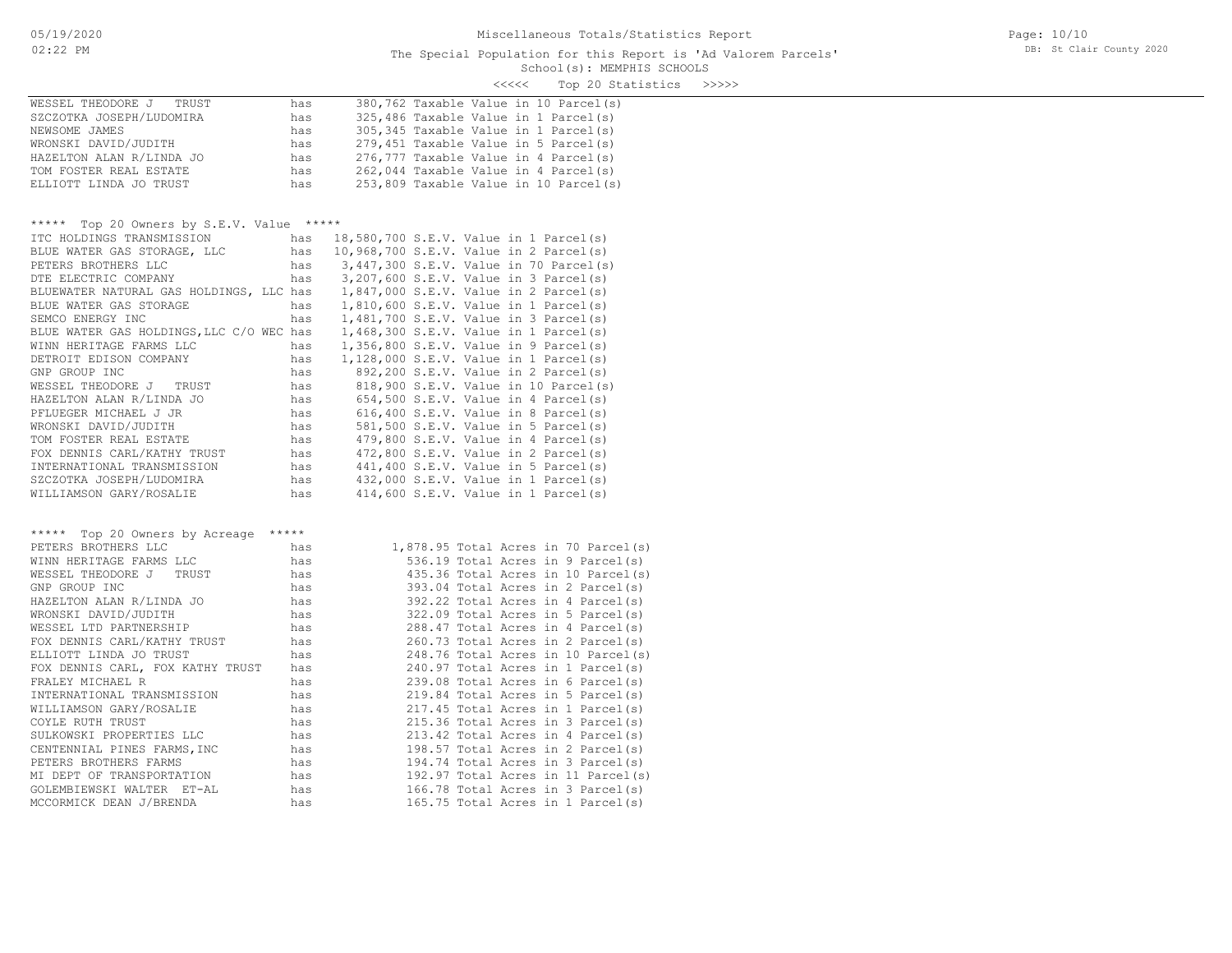Miscellaneous Totals/Statistics Report

The Special Population for this Report is 'Ad Valorem Parcels'

School(s): MEMPHIS SCHOOLS

<<<<< Top 20 Statistics >>>>>

| | | |
|---|---|---|
| WESSEL THEODORE J TRUST | has | 380,762 Taxable Value in 10 Parcel(s) |
| SZCZOTKA JOSEPH/LUDOMIRA | has | 325,486 Taxable Value in 1 Parcel(s) |
| NEWSOME JAMES | has | 305,345 Taxable Value in 1 Parcel(s) |
| WRONSKI DAVID/JUDITH | has | 279,451 Taxable Value in 5 Parcel(s) |
| HAZELTON ALAN R/LINDA JO | has | 276,777 Taxable Value in 4 Parcel(s) |
| TOM FOSTER REAL ESTATE | has | 262,044 Taxable Value in 4 Parcel(s) |
| ELLIOTT LINDA JO TRUST | has | 253,809 Taxable Value in 10 Parcel(s) |

***** Top 20 Owners by S.E.V. Value *****

| | | |
|---|---|---|
| ITC HOLDINGS TRANSMISSION | has | 18,580,700 S.E.V. Value in 1 Parcel(s) |
| BLUE WATER GAS STORAGE, LLC | has | 10,968,700 S.E.V. Value in 2 Parcel(s) |
| PETERS BROTHERS LLC | has | 3,447,300 S.E.V. Value in 70 Parcel(s) |
| DTE ELECTRIC COMPANY | has | 3,207,600 S.E.V. Value in 3 Parcel(s) |
| BLUEWATER NATURAL GAS HOLDINGS, LLC | has | 1,847,000 S.E.V. Value in 2 Parcel(s) |
| BLUE WATER GAS STORAGE | has | 1,810,600 S.E.V. Value in 1 Parcel(s) |
| SEMCO ENERGY INC | has | 1,481,700 S.E.V. Value in 3 Parcel(s) |
| BLUE WATER GAS HOLDINGS,LLC C/O WEC | has | 1,468,300 S.E.V. Value in 1 Parcel(s) |
| WINN HERITAGE FARMS LLC | has | 1,356,800 S.E.V. Value in 9 Parcel(s) |
| DETROIT EDISON COMPANY | has | 1,128,000 S.E.V. Value in 1 Parcel(s) |
| GNP GROUP INC | has | 892,200 S.E.V. Value in 2 Parcel(s) |
| WESSEL THEODORE J TRUST | has | 818,900 S.E.V. Value in 10 Parcel(s) |
| HAZELTON ALAN R/LINDA JO | has | 654,500 S.E.V. Value in 4 Parcel(s) |
| PFLUEGER MICHAEL J JR | has | 616,400 S.E.V. Value in 8 Parcel(s) |
| WRONSKI DAVID/JUDITH | has | 581,500 S.E.V. Value in 5 Parcel(s) |
| TOM FOSTER REAL ESTATE | has | 479,800 S.E.V. Value in 4 Parcel(s) |
| FOX DENNIS CARL/KATHY TRUST | has | 472,800 S.E.V. Value in 2 Parcel(s) |
| INTERNATIONAL TRANSMISSION | has | 441,400 S.E.V. Value in 5 Parcel(s) |
| SZCZOTKA JOSEPH/LUDOMIRA | has | 432,000 S.E.V. Value in 1 Parcel(s) |
| WILLIAMSON GARY/ROSALIE | has | 414,600 S.E.V. Value in 1 Parcel(s) |

***** Top 20 Owners by Acreage *****

| | | |
|---|---|---|
| PETERS BROTHERS LLC | has | 1,878.95 Total Acres in 70 Parcel(s) |
| WINN HERITAGE FARMS LLC | has | 536.19 Total Acres in 9 Parcel(s) |
| WESSEL THEODORE J TRUST | has | 435.36 Total Acres in 10 Parcel(s) |
| GNP GROUP INC | has | 393.04 Total Acres in 2 Parcel(s) |
| HAZELTON ALAN R/LINDA JO | has | 392.22 Total Acres in 4 Parcel(s) |
| WRONSKI DAVID/JUDITH | has | 322.09 Total Acres in 5 Parcel(s) |
| WESSEL LTD PARTNERSHIP | has | 288.47 Total Acres in 4 Parcel(s) |
| FOX DENNIS CARL/KATHY TRUST | has | 260.73 Total Acres in 2 Parcel(s) |
| ELLIOTT LINDA JO TRUST | has | 248.76 Total Acres in 10 Parcel(s) |
| FOX DENNIS CARL, FOX KATHY TRUST | has | 240.97 Total Acres in 1 Parcel(s) |
| FRALEY MICHAEL R | has | 239.08 Total Acres in 6 Parcel(s) |
| INTERNATIONAL TRANSMISSION | has | 219.84 Total Acres in 5 Parcel(s) |
| WILLIAMSON GARY/ROSALIE | has | 217.45 Total Acres in 1 Parcel(s) |
| COYLE RUTH TRUST | has | 215.36 Total Acres in 3 Parcel(s) |
| SULKOWSKI PROPERTIES LLC | has | 213.42 Total Acres in 4 Parcel(s) |
| CENTENNIAL PINES FARMS,INC | has | 198.57 Total Acres in 2 Parcel(s) |
| PETERS BROTHERS FARMS | has | 194.74 Total Acres in 3 Parcel(s) |
| MI DEPT OF TRANSPORTATION | has | 192.97 Total Acres in 11 Parcel(s) |
| GOLEMBIEWSKI WALTER ET-AL | has | 166.78 Total Acres in 3 Parcel(s) |
| MCCORMICK DEAN J/BRENDA | has | 165.75 Total Acres in 1 Parcel(s) |